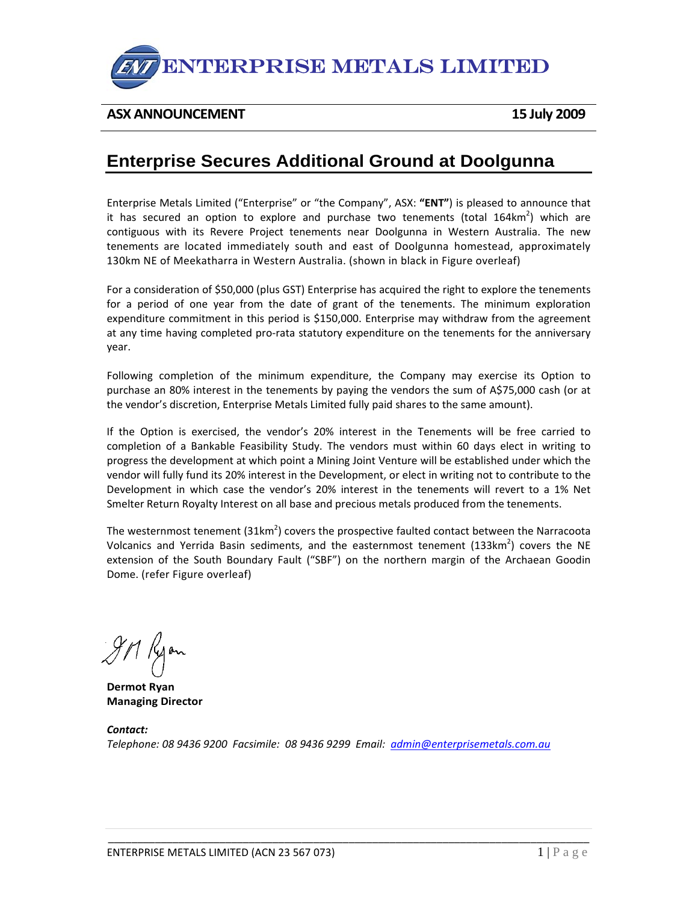# ENTERPRISE METALS LIMITED

**ASX ANNOUNCEMENT** **15 July 2009**

## Enterprise Secures Additional Ground at Doolgunna

Enterprise Metals Limited ("Enterprise" or "the Company", ASX: **"ENT"**) is pleased to announce that it has secured an option to explore and purchase two tenements (total $164km^2$) which are contiguous with its Revere Project tenements near Doolgunna in Western Australia. The new tenements are located immediately south and east of Doolgunna homestead, approximately 130km NE of Meekatharra in Western Australia. (shown in black in Figure overleaf)

For a consideration of \$50,000 (plus GST) Enterprise has acquired the right to explore the tenements for a period of one year from the date of grant of the tenements. The minimum exploration expenditure commitment in this period is \$150,000. Enterprise may withdraw from the agreement at any time having completed pro-rata statutory expenditure on the tenements for the anniversary year.

Following completion of the minimum expenditure, the Company may exercise its Option to purchase an 80% interest in the tenements by paying the vendors the sum of A\$75,000 cash (or at the vendor's discretion, Enterprise Metals Limited fully paid shares to the same amount).

If the Option is exercised, the vendor's 20% interest in the Tenements will be free carried to completion of a Bankable Feasibility Study. The vendors must within 60 days elect in writing to progress the development at which point a Mining Joint Venture will be established under which the vendor will fully fund its 20% interest in the Development, or elect in writing not to contribute to the Development in which case the vendor's 20% interest in the tenements will revert to a 1% Net Smelter Return Royalty Interest on all base and precious metals produced from the tenements.

The westernmost tenement ($31km^2$) covers the prospective faulted contact between the Narracoota Volcanics and Yerrida Basin sediments, and the easternmost tenement ($133km^2$) covers the NE extension of the South Boundary Fault ("SBF") on the northern margin of the Archaean Goodin Dome. (refer Figure overleaf)

**Dermot Ryan**
**Managing Director**

***Contact:***
*Telephone: 08 9436 9200 Facsimile: 08 9436 9299 Email: admin@enterprisemetals.com.au*

ENTERPRISE METALS LIMITED (ACN 23 567 073)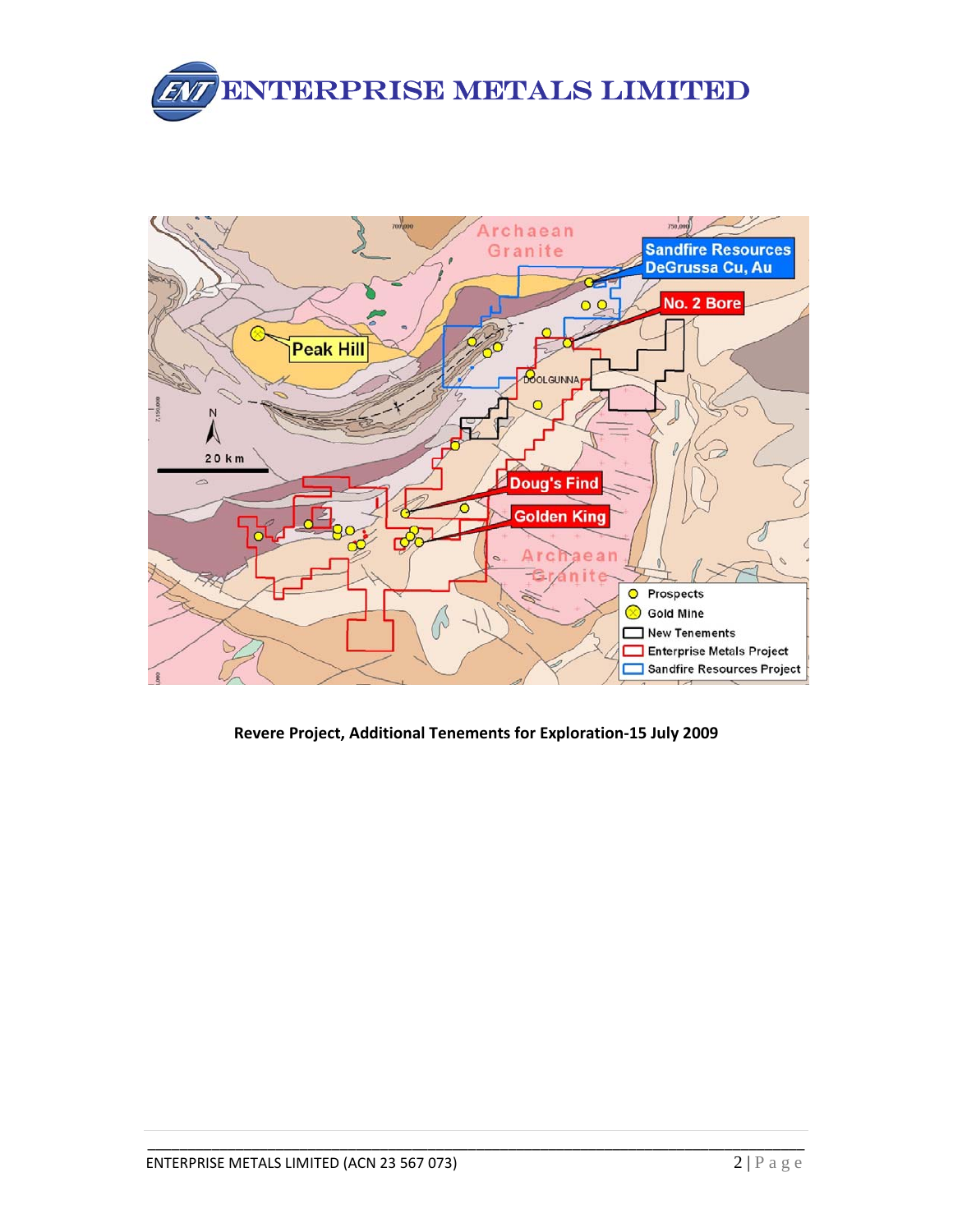Archaean Granite

Sandfire Resources DeGrussa Cu, Au

No. 2 Bore

Peak Hill

DOOLGUNNA

N

20 km

Doug's Find

Golden King

Archaean Granite

Prospects

Gold Mine

New Tenements

Enterprise Metals Project

Sandfire Resources Project

**Revere Project, Additional Tenements for Exploration-15 July 2009**